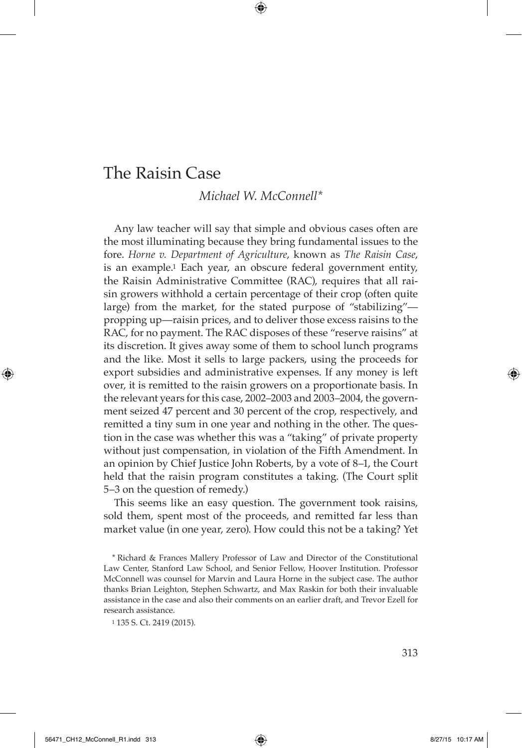# The Raisin Case

*Michael W. McConnell**

Any law teacher will say that simple and obvious cases often are the most illuminating because they bring fundamental issues to the fore. *Horne v. Department of Agriculture*, known as *The Raisin Case*, is an example.[1] Each year, an obscure federal government entity, the Raisin Administrative Committee (RAC), requires that all raisin growers withhold a certain percentage of their crop (often quite large) from the market, for the stated purpose of "stabilizing"—propping up—raisin prices, and to deliver those excess raisins to the RAC, for no payment. The RAC disposes of these "reserve raisins" at its discretion. It gives away some of them to school lunch programs and the like. Most it sells to large packers, using the proceeds for export subsidies and administrative expenses. If any money is left over, it is remitted to the raisin growers on a proportionate basis. In the relevant years for this case, 2002–2003 and 2003–2004, the government seized 47 percent and 30 percent of the crop, respectively, and remitted a tiny sum in one year and nothing in the other. The question in the case was whether this was a "taking" of private property without just compensation, in violation of the Fifth Amendment. In an opinion by Chief Justice John Roberts, by a vote of 8–1, the Court held that the raisin program constitutes a taking. (The Court split 5–3 on the question of remedy.)

This seems like an easy question. The government took raisins, sold them, spent most of the proceeds, and remitted far less than market value (in one year, zero). How could this not be a taking? Yet

\* Richard & Frances Mallery Professor of Law and Director of the Constitutional Law Center, Stanford Law School, and Senior Fellow, Hoover Institution. Professor McConnell was counsel for Marvin and Laura Horne in the subject case. The author thanks Brian Leighton, Stephen Schwartz, and Max Raskin for both their invaluable assistance in the case and also their comments on an earlier draft, and Trevor Ezell for research assistance.

[1] 135 S. Ct. 2419 (2015).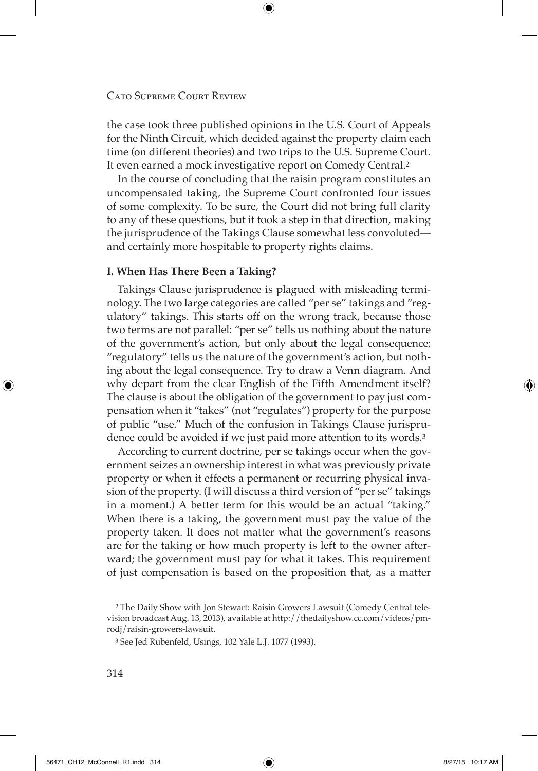the case took three published opinions in the U.S. Court of Appeals for the Ninth Circuit, which decided against the property claim each time (on different theories) and two trips to the U.S. Supreme Court. It even earned a mock investigative report on Comedy Central.[2]

In the course of concluding that the raisin program constitutes an uncompensated taking, the Supreme Court confronted four issues of some complexity. To be sure, the Court did not bring full clarity to any of these questions, but it took a step in that direction, making the jurisprudence of the Takings Clause somewhat less convoluted—and certainly more hospitable to property rights claims.

### I. When Has There Been a Taking?

Takings Clause jurisprudence is plagued with misleading terminology. The two large categories are called "per se" takings and "regulatory" takings. This starts off on the wrong track, because those two terms are not parallel: "per se" tells us nothing about the nature of the government's action, but only about the legal consequence; "regulatory" tells us the nature of the government's action, but nothing about the legal consequence. Try to draw a Venn diagram. And why depart from the clear English of the Fifth Amendment itself? The clause is about the obligation of the government to pay just compensation when it "takes" (not "regulates") property for the purpose of public "use." Much of the confusion in Takings Clause jurisprudence could be avoided if we just paid more attention to its words.[3]

According to current doctrine, per se takings occur when the government seizes an ownership interest in what was previously private property or when it effects a permanent or recurring physical invasion of the property. (I will discuss a third version of "per se" takings in a moment.) A better term for this would be an actual "taking." When there is a taking, the government must pay the value of the property taken. It does not matter what the government's reasons are for the taking or how much property is left to the owner afterward; the government must pay for what it takes. This requirement of just compensation is based on the proposition that, as a matter

[2] The Daily Show with Jon Stewart: Raisin Growers Lawsuit (Comedy Central television broadcast Aug. 13, 2013), available at http://thedailyshow.cc.com/videos/pmrodj/raisin-growers-lawsuit.

[3] See Jed Rubenfeld, Usings, 102 Yale L.J. 1077 (1993).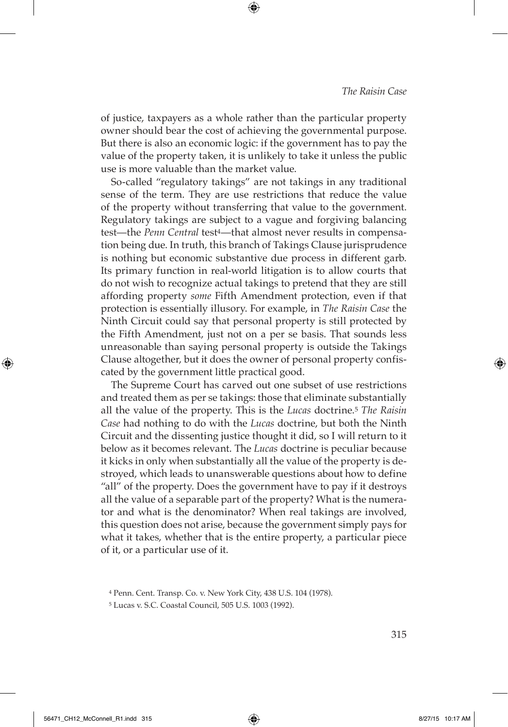of justice, taxpayers as a whole rather than the particular property owner should bear the cost of achieving the governmental purpose. But there is also an economic logic: if the government has to pay the value of the property taken, it is unlikely to take it unless the public use is more valuable than the market value.

So-called "regulatory takings" are not takings in any traditional sense of the term. They are use restrictions that reduce the value of the property without transferring that value to the government. Regulatory takings are subject to a vague and forgiving balancing test—the *Penn Central* test[4]—that almost never results in compensation being due. In truth, this branch of Takings Clause jurisprudence is nothing but economic substantive due process in different garb. Its primary function in real-world litigation is to allow courts that do not wish to recognize actual takings to pretend that they are still affording property *some* Fifth Amendment protection, even if that protection is essentially illusory. For example, in *The Raisin Case* the Ninth Circuit could say that personal property is still protected by the Fifth Amendment, just not on a per se basis. That sounds less unreasonable than saying personal property is outside the Takings Clause altogether, but it does the owner of personal property confiscated by the government little practical good.

The Supreme Court has carved out one subset of use restrictions and treated them as per se takings: those that eliminate substantially all the value of the property. This is the *Lucas* doctrine.[5] *The Raisin Case* had nothing to do with the *Lucas* doctrine, but both the Ninth Circuit and the dissenting justice thought it did, so I will return to it below as it becomes relevant. The *Lucas* doctrine is peculiar because it kicks in only when substantially all the value of the property is destroyed, which leads to unanswerable questions about how to define "all" of the property. Does the government have to pay if it destroys all the value of a separable part of the property? What is the numerator and what is the denominator? When real takings are involved, this question does not arise, because the government simply pays for what it takes, whether that is the entire property, a particular piece of it, or a particular use of it.

[4] Penn. Cent. Transp. Co. v. New York City, 438 U.S. 104 (1978).

[5] Lucas v. S.C. Coastal Council, 505 U.S. 1003 (1992).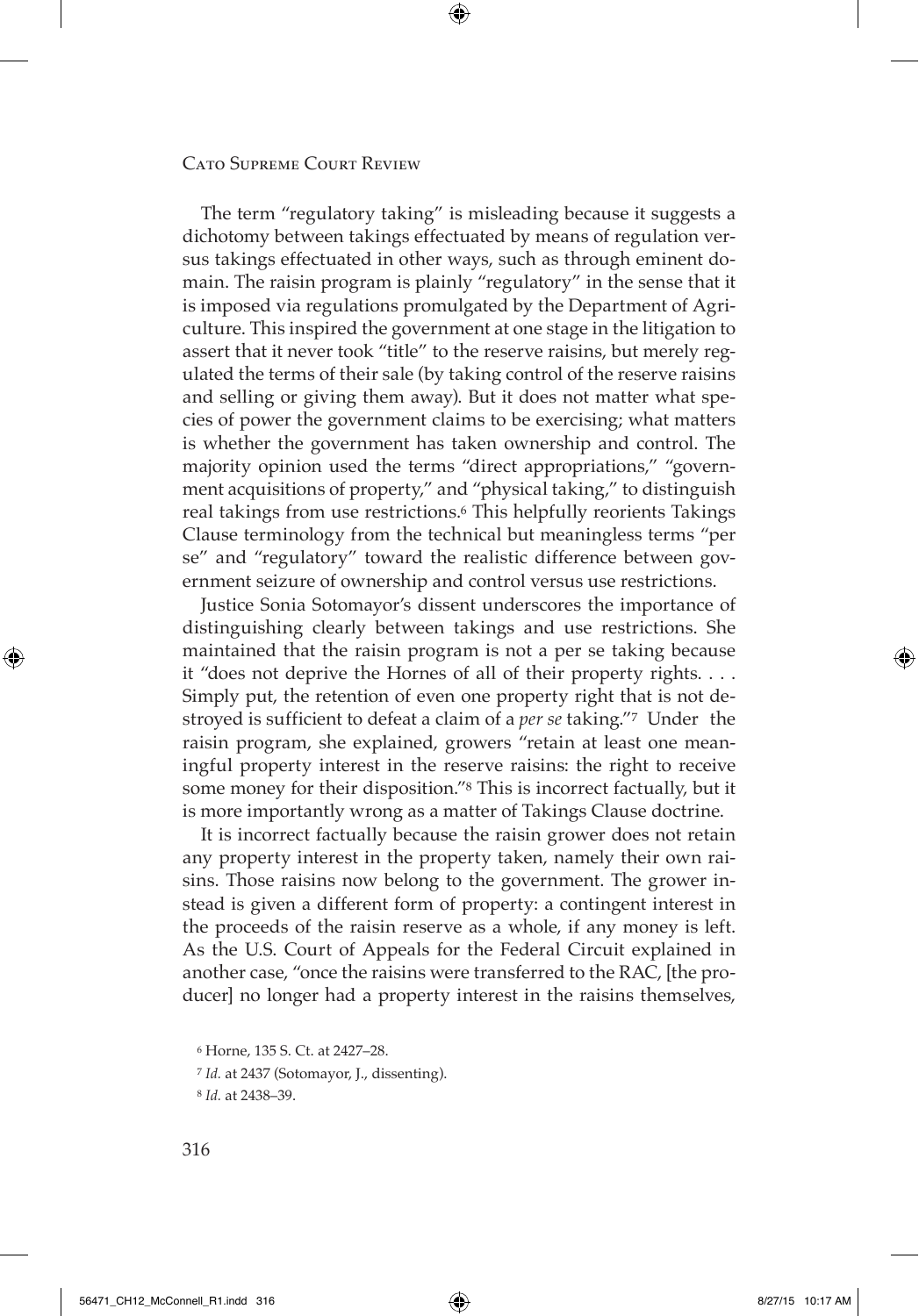The term "regulatory taking" is misleading because it suggests a dichotomy between takings effectuated by means of regulation versus takings effectuated in other ways, such as through eminent domain. The raisin program is plainly "regulatory" in the sense that it is imposed via regulations promulgated by the Department of Agriculture. This inspired the government at one stage in the litigation to assert that it never took "title" to the reserve raisins, but merely regulated the terms of their sale (by taking control of the reserve raisins and selling or giving them away). But it does not matter what species of power the government claims to be exercising; what matters is whether the government has taken ownership and control. The majority opinion used the terms "direct appropriations," "government acquisitions of property," and "physical taking," to distinguish real takings from use restrictions.[6] This helpfully reorients Takings Clause terminology from the technical but meaningless terms "per se" and "regulatory" toward the realistic difference between government seizure of ownership and control versus use restrictions.

Justice Sonia Sotomayor's dissent underscores the importance of distinguishing clearly between takings and use restrictions. She maintained that the raisin program is not a per se taking because it "does not deprive the Hornes of all of their property rights. . . . Simply put, the retention of even one property right that is not destroyed is sufficient to defeat a claim of a *per se* taking."[7] Under the raisin program, she explained, growers "retain at least one meaningful property interest in the reserve raisins: the right to receive some money for their disposition."[8] This is incorrect factually, but it is more importantly wrong as a matter of Takings Clause doctrine.

It is incorrect factually because the raisin grower does not retain any property interest in the property taken, namely their own raisins. Those raisins now belong to the government. The grower instead is given a different form of property: a contingent interest in the proceeds of the raisin reserve as a whole, if any money is left. As the U.S. Court of Appeals for the Federal Circuit explained in another case, "once the raisins were transferred to the RAC, [the producer] no longer had a property interest in the raisins themselves,

[6] Horne, 135 S. Ct. at 2427–28.

[7] *Id.* at 2437 (Sotomayor, J., dissenting).

[8] *Id.* at 2438–39.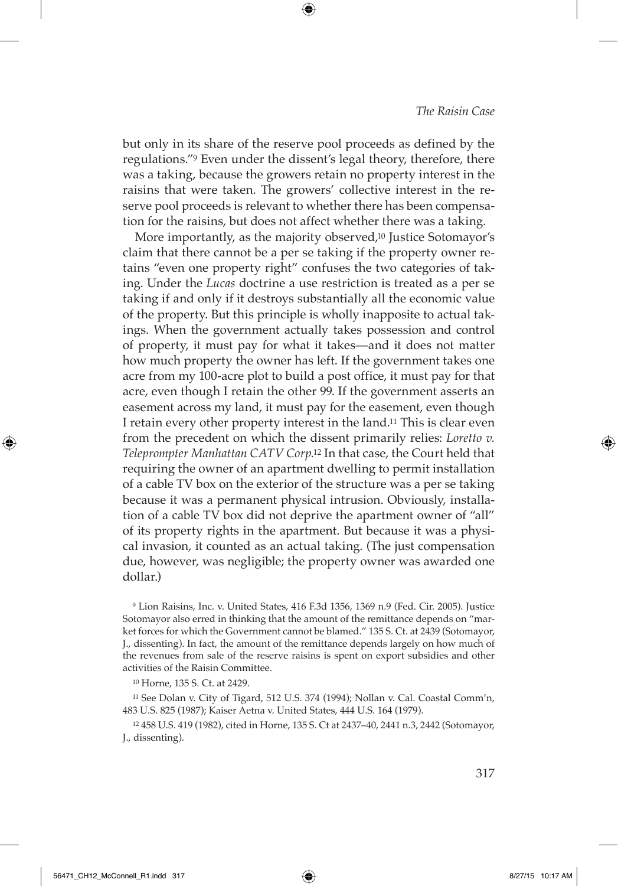but only in its share of the reserve pool proceeds as defined by the regulations."[9] Even under the dissent's legal theory, therefore, there was a taking, because the growers retain no property interest in the raisins that were taken. The growers' collective interest in the reserve pool proceeds is relevant to whether there has been compensation for the raisins, but does not affect whether there was a taking.

More importantly, as the majority observed,[10] Justice Sotomayor's claim that there cannot be a per se taking if the property owner retains "even one property right" confuses the two categories of taking. Under the *Lucas* doctrine a use restriction is treated as a per se taking if and only if it destroys substantially all the economic value of the property. But this principle is wholly inapposite to actual takings. When the government actually takes possession and control of property, it must pay for what it takes—and it does not matter how much property the owner has left. If the government takes one acre from my 100-acre plot to build a post office, it must pay for that acre, even though I retain the other 99. If the government asserts an easement across my land, it must pay for the easement, even though I retain every other property interest in the land.[11] This is clear even from the precedent on which the dissent primarily relies: *Loretto v. Teleprompter Manhattan CATV Corp*.[12] In that case, the Court held that requiring the owner of an apartment dwelling to permit installation of a cable TV box on the exterior of the structure was a per se taking because it was a permanent physical intrusion. Obviously, installation of a cable TV box did not deprive the apartment owner of "all" of its property rights in the apartment. But because it was a physical invasion, it counted as an actual taking. (The just compensation due, however, was negligible; the property owner was awarded one dollar.)

[9] Lion Raisins, Inc. v. United States, 416 F.3d 1356, 1369 n.9 (Fed. Cir. 2005). Justice Sotomayor also erred in thinking that the amount of the remittance depends on "market forces for which the Government cannot be blamed." 135 S. Ct. at 2439 (Sotomayor, J., dissenting). In fact, the amount of the remittance depends largely on how much of the revenues from sale of the reserve raisins is spent on export subsidies and other activities of the Raisin Committee.

[10] Horne, 135 S. Ct. at 2429.

[11] See Dolan v. City of Tigard, 512 U.S. 374 (1994); Nollan v. Cal. Coastal Comm'n, 483 U.S. 825 (1987); Kaiser Aetna v. United States, 444 U.S. 164 (1979).

[12] 458 U.S. 419 (1982), cited in Horne, 135 S. Ct at 2437–40, 2441 n.3, 2442 (Sotomayor, J., dissenting).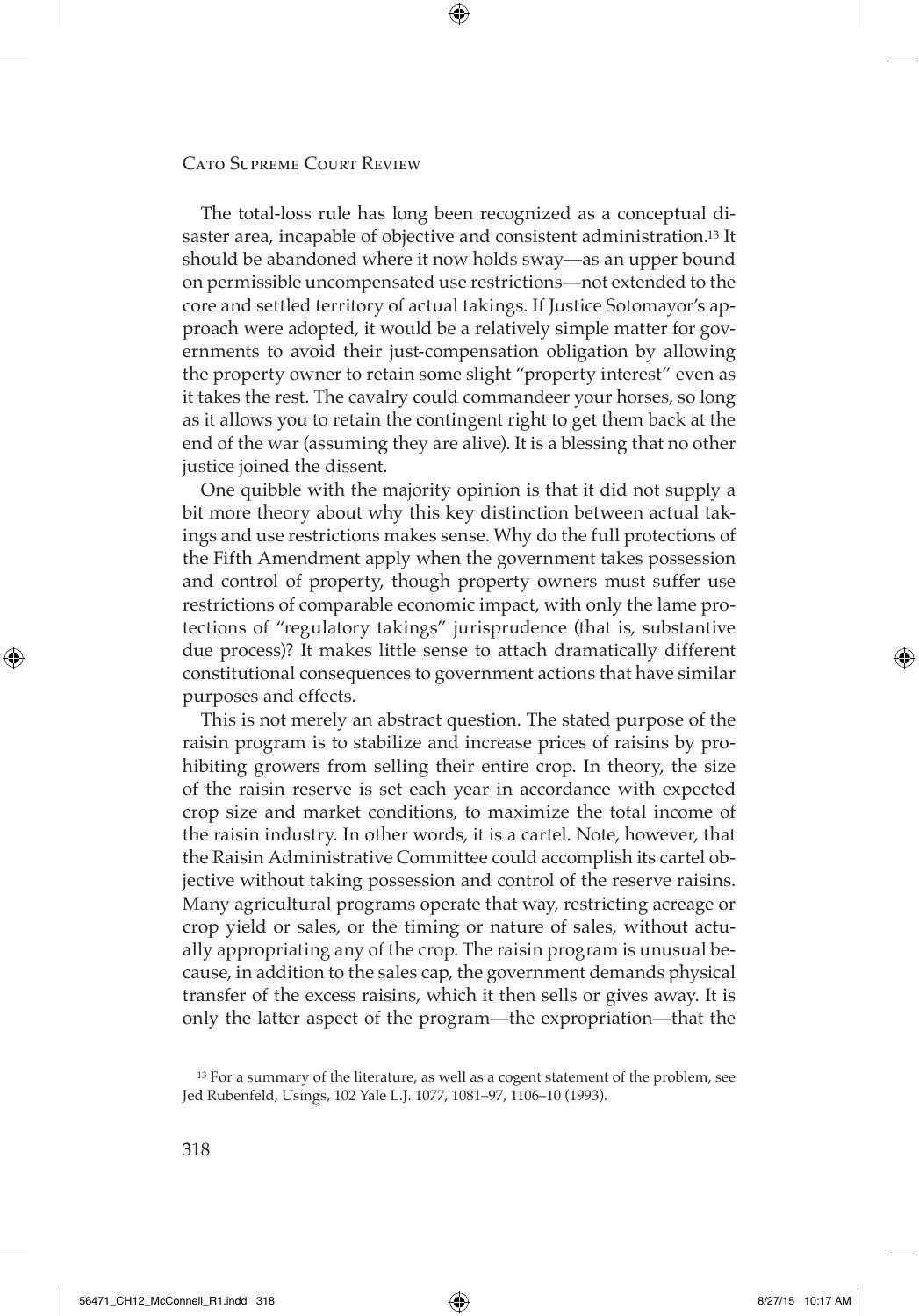The total-loss rule has long been recognized as a conceptual disaster area, incapable of objective and consistent administration.[13] It should be abandoned where it now holds sway—as an upper bound on permissible uncompensated use restrictions—not extended to the core and settled territory of actual takings. If Justice Sotomayor's approach were adopted, it would be a relatively simple matter for governments to avoid their just-compensation obligation by allowing the property owner to retain some slight "property interest" even as it takes the rest. The cavalry could commandeer your horses, so long as it allows you to retain the contingent right to get them back at the end of the war (assuming they are alive). It is a blessing that no other justice joined the dissent.

One quibble with the majority opinion is that it did not supply a bit more theory about why this key distinction between actual takings and use restrictions makes sense. Why do the full protections of the Fifth Amendment apply when the government takes possession and control of property, though property owners must suffer use restrictions of comparable economic impact, with only the lame protections of "regulatory takings" jurisprudence (that is, substantive due process)? It makes little sense to attach dramatically different constitutional consequences to government actions that have similar purposes and effects.

This is not merely an abstract question. The stated purpose of the raisin program is to stabilize and increase prices of raisins by prohibiting growers from selling their entire crop. In theory, the size of the raisin reserve is set each year in accordance with expected crop size and market conditions, to maximize the total income of the raisin industry. In other words, it is a cartel. Note, however, that the Raisin Administrative Committee could accomplish its cartel objective without taking possession and control of the reserve raisins. Many agricultural programs operate that way, restricting acreage or crop yield or sales, or the timing or nature of sales, without actually appropriating any of the crop. The raisin program is unusual because, in addition to the sales cap, the government demands physical transfer of the excess raisins, which it then sells or gives away. It is only the latter aspect of the program—the expropriation—that the

[13] For a summary of the literature, as well as a cogent statement of the problem, see Jed Rubenfeld, Usings, 102 Yale L.J. 1077, 1081–97, 1106–10 (1993).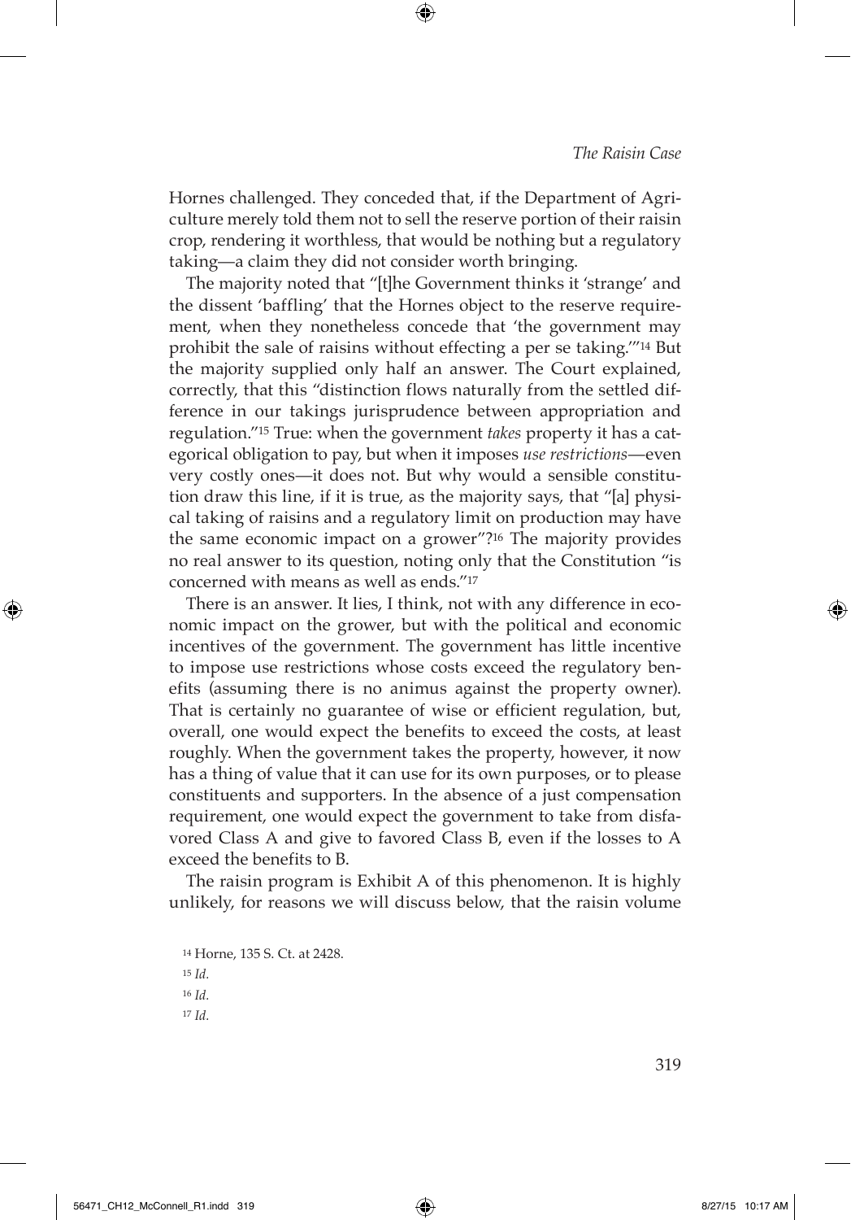Hornes challenged. They conceded that, if the Department of Agriculture merely told them not to sell the reserve portion of their raisin crop, rendering it worthless, that would be nothing but a regulatory taking—a claim they did not consider worth bringing.

The majority noted that "[t]he Government thinks it 'strange' and the dissent 'baffling' that the Hornes object to the reserve requirement, when they nonetheless concede that 'the government may prohibit the sale of raisins without effecting a per se taking.'"[14] But the majority supplied only half an answer. The Court explained, correctly, that this "distinction flows naturally from the settled difference in our takings jurisprudence between appropriation and regulation."[15] True: when the government *takes* property it has a categorical obligation to pay, but when it imposes *use restrictions*—even very costly ones—it does not. But why would a sensible constitution draw this line, if it is true, as the majority says, that "[a] physical taking of raisins and a regulatory limit on production may have the same economic impact on a grower"?[16] The majority provides no real answer to its question, noting only that the Constitution "is concerned with means as well as ends."[17]

There is an answer. It lies, I think, not with any difference in economic impact on the grower, but with the political and economic incentives of the government. The government has little incentive to impose use restrictions whose costs exceed the regulatory benefits (assuming there is no animus against the property owner). That is certainly no guarantee of wise or efficient regulation, but, overall, one would expect the benefits to exceed the costs, at least roughly. When the government takes the property, however, it now has a thing of value that it can use for its own purposes, or to please constituents and supporters. In the absence of a just compensation requirement, one would expect the government to take from disfavored Class A and give to favored Class B, even if the losses to A exceed the benefits to B.

The raisin program is Exhibit A of this phenomenon. It is highly unlikely, for reasons we will discuss below, that the raisin volume

[14] Horne, 135 S. Ct. at 2428.

[15] *Id.*

[16] *Id.*

[17] *Id.*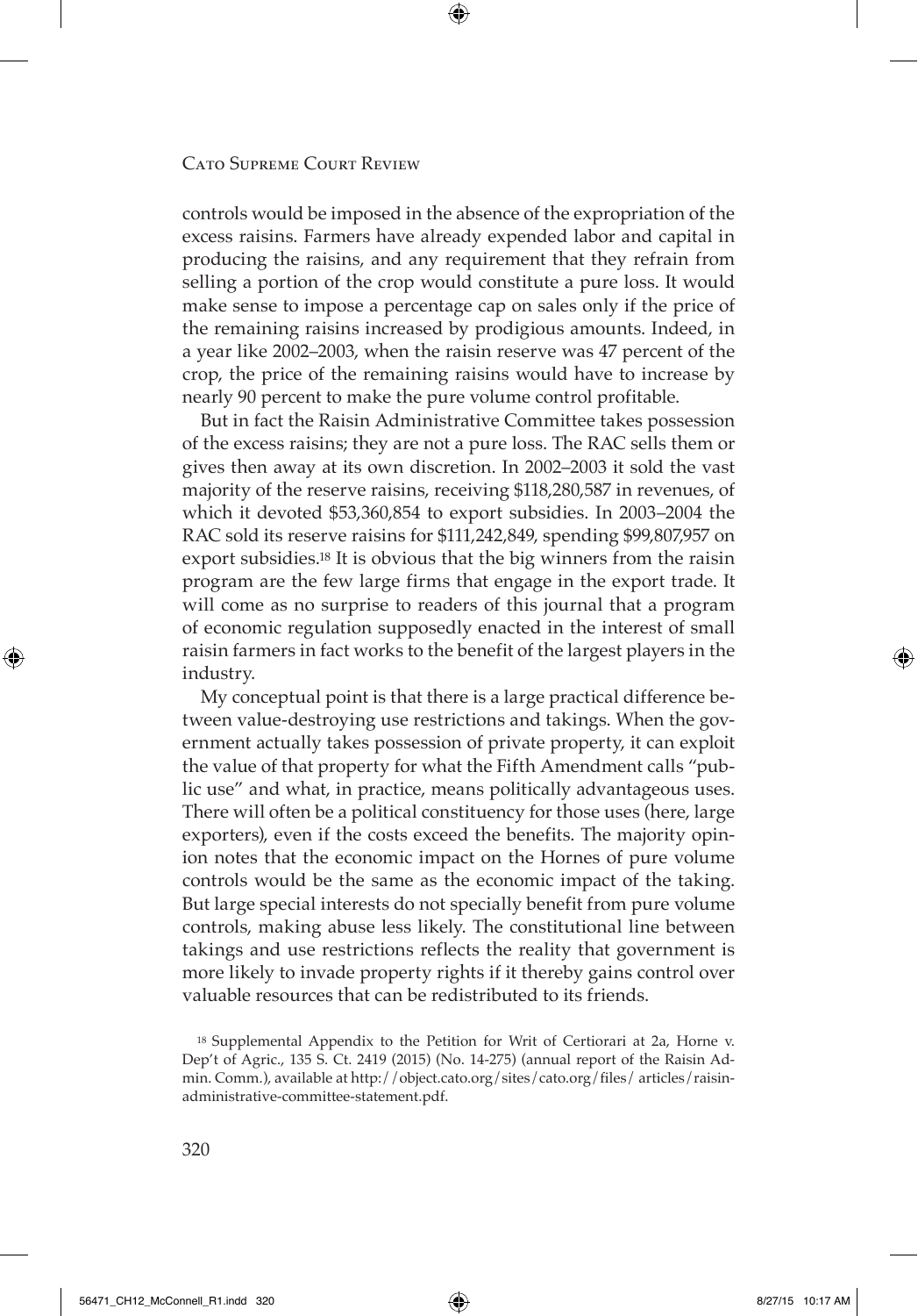controls would be imposed in the absence of the expropriation of the excess raisins. Farmers have already expended labor and capital in producing the raisins, and any requirement that they refrain from selling a portion of the crop would constitute a pure loss. It would make sense to impose a percentage cap on sales only if the price of the remaining raisins increased by prodigious amounts. Indeed, in a year like 2002–2003, when the raisin reserve was 47 percent of the crop, the price of the remaining raisins would have to increase by nearly 90 percent to make the pure volume control profitable.

But in fact the Raisin Administrative Committee takes possession of the excess raisins; they are not a pure loss. The RAC sells them or gives then away at its own discretion. In 2002–2003 it sold the vast majority of the reserve raisins, receiving $118,280,587 in revenues, of which it devoted $53,360,854 to export subsidies. In 2003–2004 the RAC sold its reserve raisins for $111,242,849, spending $99,807,957 on export subsidies.[18] It is obvious that the big winners from the raisin program are the few large firms that engage in the export trade. It will come as no surprise to readers of this journal that a program of economic regulation supposedly enacted in the interest of small raisin farmers in fact works to the benefit of the largest players in the industry.

My conceptual point is that there is a large practical difference between value-destroying use restrictions and takings. When the government actually takes possession of private property, it can exploit the value of that property for what the Fifth Amendment calls "public use" and what, in practice, means politically advantageous uses. There will often be a political constituency for those uses (here, large exporters), even if the costs exceed the benefits. The majority opinion notes that the economic impact on the Hornes of pure volume controls would be the same as the economic impact of the taking. But large special interests do not specially benefit from pure volume controls, making abuse less likely. The constitutional line between takings and use restrictions reflects the reality that government is more likely to invade property rights if it thereby gains control over valuable resources that can be redistributed to its friends.

[18] Supplemental Appendix to the Petition for Writ of Certiorari at 2a, Horne v. Dep't of Agric., 135 S. Ct. 2419 (2015) (No. 14-275) (annual report of the Raisin Admin. Comm.), available at http://object.cato.org/sites/cato.org/files/ articles/raisin-administrative-committee-statement.pdf.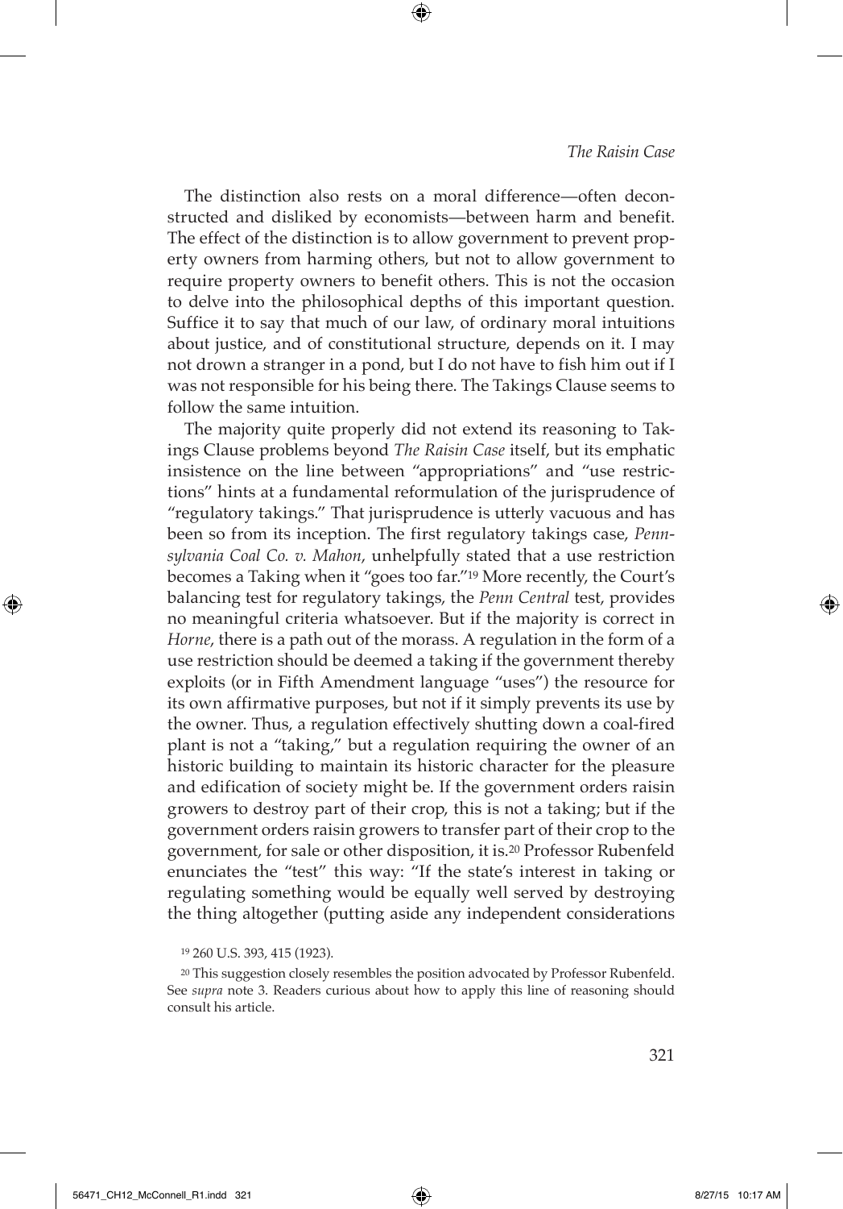The distinction also rests on a moral difference—often deconstructed and disliked by economists—between harm and benefit. The effect of the distinction is to allow government to prevent property owners from harming others, but not to allow government to require property owners to benefit others. This is not the occasion to delve into the philosophical depths of this important question. Suffice it to say that much of our law, of ordinary moral intuitions about justice, and of constitutional structure, depends on it. I may not drown a stranger in a pond, but I do not have to fish him out if I was not responsible for his being there. The Takings Clause seems to follow the same intuition.

The majority quite properly did not extend its reasoning to Takings Clause problems beyond *The Raisin Case* itself, but its emphatic insistence on the line between "appropriations" and "use restrictions" hints at a fundamental reformulation of the jurisprudence of "regulatory takings." That jurisprudence is utterly vacuous and has been so from its inception. The first regulatory takings case, *Pennsylvania Coal Co. v. Mahon*, unhelpfully stated that a use restriction becomes a Taking when it "goes too far."[19] More recently, the Court's balancing test for regulatory takings, the *Penn Central* test, provides no meaningful criteria whatsoever. But if the majority is correct in *Horne*, there is a path out of the morass. A regulation in the form of a use restriction should be deemed a taking if the government thereby exploits (or in Fifth Amendment language "uses") the resource for its own affirmative purposes, but not if it simply prevents its use by the owner. Thus, a regulation effectively shutting down a coal-fired plant is not a "taking," but a regulation requiring the owner of an historic building to maintain its historic character for the pleasure and edification of society might be. If the government orders raisin growers to destroy part of their crop, this is not a taking; but if the government orders raisin growers to transfer part of their crop to the government, for sale or other disposition, it is.[20] Professor Rubenfeld enunciates the "test" this way: "If the state's interest in taking or regulating something would be equally well served by destroying the thing altogether (putting aside any independent considerations

[19] 260 U.S. 393, 415 (1923).

[20] This suggestion closely resembles the position advocated by Professor Rubenfeld. See *supra* note 3. Readers curious about how to apply this line of reasoning should consult his article.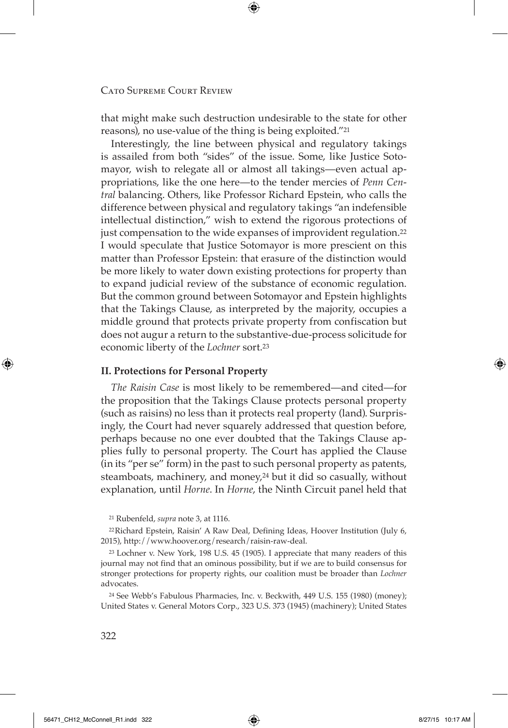that might make such destruction undesirable to the state for other reasons), no use-value of the thing is being exploited."[21]

Interestingly, the line between physical and regulatory takings is assailed from both "sides" of the issue. Some, like Justice Sotomayor, wish to relegate all or almost all takings—even actual appropriations, like the one here—to the tender mercies of *Penn Central* balancing. Others, like Professor Richard Epstein, who calls the difference between physical and regulatory takings "an indefensible intellectual distinction," wish to extend the rigorous protections of just compensation to the wide expanses of improvident regulation.[22] I would speculate that Justice Sotomayor is more prescient on this matter than Professor Epstein: that erasure of the distinction would be more likely to water down existing protections for property than to expand judicial review of the substance of economic regulation. But the common ground between Sotomayor and Epstein highlights that the Takings Clause, as interpreted by the majority, occupies a middle ground that protects private property from confiscation but does not augur a return to the substantive-due-process solicitude for economic liberty of the *Lochner* sort.[23]

## II. Protections for Personal Property

*The Raisin Case* is most likely to be remembered—and cited—for the proposition that the Takings Clause protects personal property (such as raisins) no less than it protects real property (land). Surprisingly, the Court had never squarely addressed that question before, perhaps because no one ever doubted that the Takings Clause applies fully to personal property. The Court has applied the Clause (in its "per se" form) in the past to such personal property as patents, steamboats, machinery, and money,[24] but it did so casually, without explanation, until *Horne*. In *Horne*, the Ninth Circuit panel held that

---

[21] Rubenfeld, *supra* note 3, at 1116.

[22] Richard Epstein, Raisin' A Raw Deal, Defining Ideas, Hoover Institution (July 6, 2015), http://www.hoover.org/research/raisin-raw-deal.

[23] Lochner v. New York, 198 U.S. 45 (1905). I appreciate that many readers of this journal may not find that an ominous possibility, but if we are to build consensus for stronger protections for property rights, our coalition must be broader than *Lochner* advocates.

[24] See Webb's Fabulous Pharmacies, Inc. v. Beckwith, 449 U.S. 155 (1980) (money); United States v. General Motors Corp., 323 U.S. 373 (1945) (machinery); United States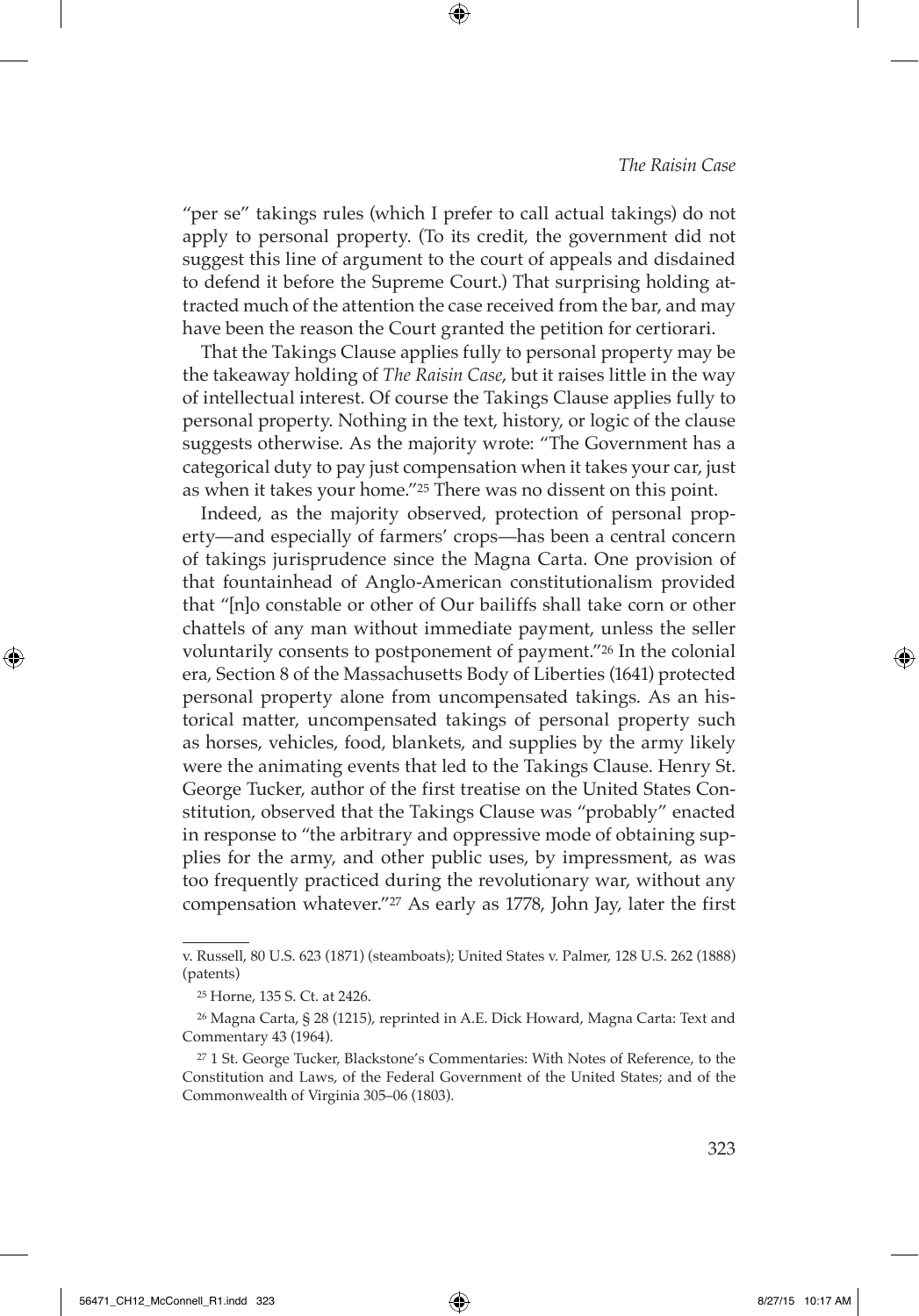"per se" takings rules (which I prefer to call actual takings) do not apply to personal property. (To its credit, the government did not suggest this line of argument to the court of appeals and disdained to defend it before the Supreme Court.) That surprising holding attracted much of the attention the case received from the bar, and may have been the reason the Court granted the petition for certiorari.

That the Takings Clause applies fully to personal property may be the takeaway holding of *The Raisin Case*, but it raises little in the way of intellectual interest. Of course the Takings Clause applies fully to personal property. Nothing in the text, history, or logic of the clause suggests otherwise. As the majority wrote: "The Government has a categorical duty to pay just compensation when it takes your car, just as when it takes your home."[25] There was no dissent on this point.

Indeed, as the majority observed, protection of personal property—and especially of farmers' crops—has been a central concern of takings jurisprudence since the Magna Carta. One provision of that fountainhead of Anglo-American constitutionalism provided that "[n]o constable or other of Our bailiffs shall take corn or other chattels of any man without immediate payment, unless the seller voluntarily consents to postponement of payment."[26] In the colonial era, Section 8 of the Massachusetts Body of Liberties (1641) protected personal property alone from uncompensated takings. As an historical matter, uncompensated takings of personal property such as horses, vehicles, food, blankets, and supplies by the army likely were the animating events that led to the Takings Clause. Henry St. George Tucker, author of the first treatise on the United States Constitution, observed that the Takings Clause was "probably" enacted in response to "the arbitrary and oppressive mode of obtaining supplies for the army, and other public uses, by impressment, as was too frequently practiced during the revolutionary war, without any compensation whatever."[27] As early as 1778, John Jay, later the first

---

v. Russell, 80 U.S. 623 (1871) (steamboats); United States v. Palmer, 128 U.S. 262 (1888) (patents)

[25] Horne, 135 S. Ct. at 2426.

[26] Magna Carta, § 28 (1215), reprinted in A.E. Dick Howard, Magna Carta: Text and Commentary 43 (1964).

[27] 1 St. George Tucker, Blackstone's Commentaries: With Notes of Reference, to the Constitution and Laws, of the Federal Government of the United States; and of the Commonwealth of Virginia 305–06 (1803).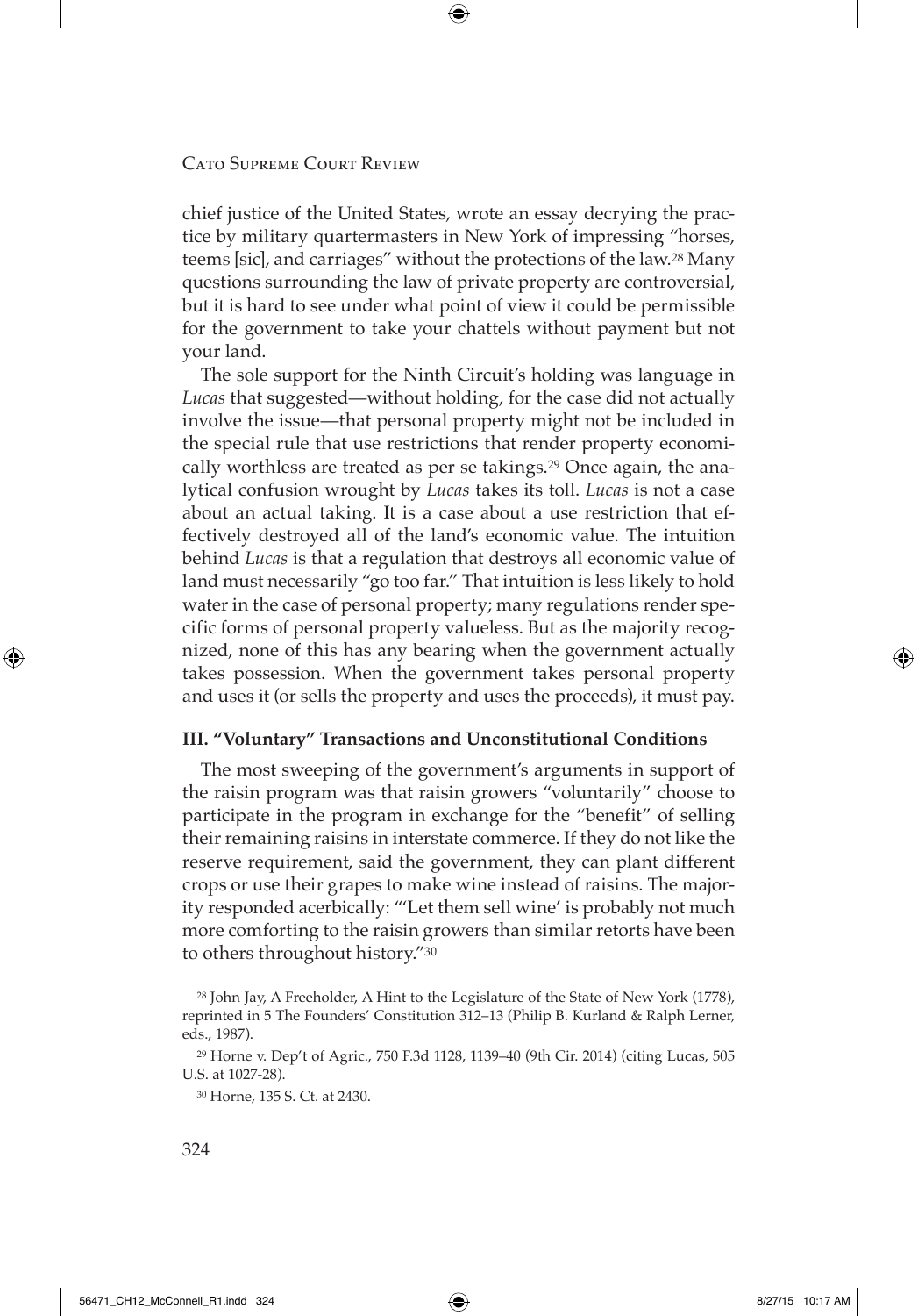chief justice of the United States, wrote an essay decrying the practice by military quartermasters in New York of impressing "horses, teems [sic], and carriages" without the protections of the law.[28] Many questions surrounding the law of private property are controversial, but it is hard to see under what point of view it could be permissible for the government to take your chattels without payment but not your land.

The sole support for the Ninth Circuit's holding was language in *Lucas* that suggested—without holding, for the case did not actually involve the issue—that personal property might not be included in the special rule that use restrictions that render property economically worthless are treated as per se takings.[29] Once again, the analytical confusion wrought by *Lucas* takes its toll. *Lucas* is not a case about an actual taking. It is a case about a use restriction that effectively destroyed all of the land's economic value. The intuition behind *Lucas* is that a regulation that destroys all economic value of land must necessarily "go too far." That intuition is less likely to hold water in the case of personal property; many regulations render specific forms of personal property valueless. But as the majority recognized, none of this has any bearing when the government actually takes possession. When the government takes personal property and uses it (or sells the property and uses the proceeds), it must pay.

### III. "Voluntary" Transactions and Unconstitutional Conditions

The most sweeping of the government's arguments in support of the raisin program was that raisin growers "voluntarily" choose to participate in the program in exchange for the "benefit" of selling their remaining raisins in interstate commerce. If they do not like the reserve requirement, said the government, they can plant different crops or use their grapes to make wine instead of raisins. The majority responded acerbically: "'Let them sell wine' is probably not much more comforting to the raisin growers than similar retorts have been to others throughout history."[30]

[28] John Jay, A Freeholder, A Hint to the Legislature of the State of New York (1778), reprinted in 5 The Founders' Constitution 312–13 (Philip B. Kurland & Ralph Lerner, eds., 1987).

[29] Horne v. Dep't of Agric., 750 F.3d 1128, 1139–40 (9th Cir. 2014) (citing Lucas, 505 U.S. at 1027-28).

[30] Horne, 135 S. Ct. at 2430.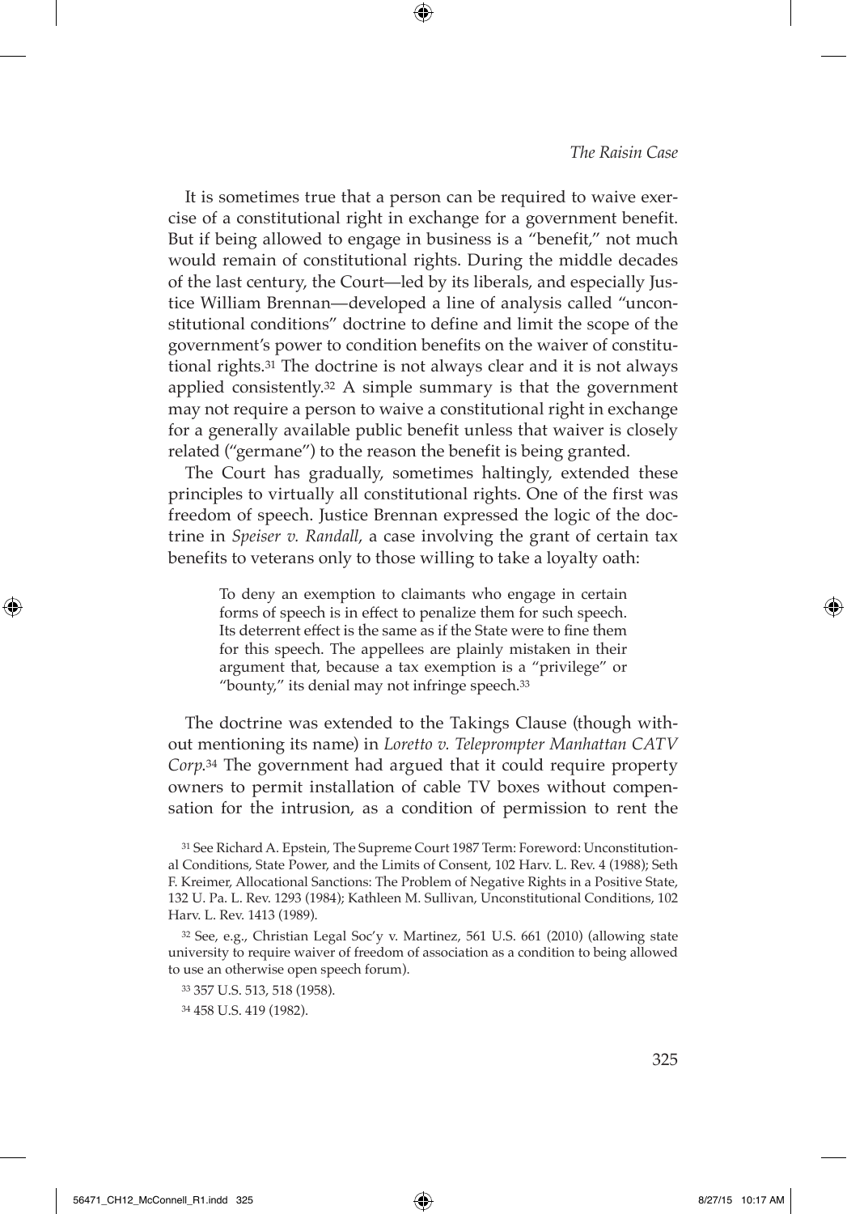It is sometimes true that a person can be required to waive exercise of a constitutional right in exchange for a government benefit. But if being allowed to engage in business is a "benefit," not much would remain of constitutional rights. During the middle decades of the last century, the Court—led by its liberals, and especially Justice William Brennan—developed a line of analysis called "unconstitutional conditions" doctrine to define and limit the scope of the government's power to condition benefits on the waiver of constitutional rights.[31] The doctrine is not always clear and it is not always applied consistently.[32] A simple summary is that the government may not require a person to waive a constitutional right in exchange for a generally available public benefit unless that waiver is closely related ("germane") to the reason the benefit is being granted.

The Court has gradually, sometimes haltingly, extended these principles to virtually all constitutional rights. One of the first was freedom of speech. Justice Brennan expressed the logic of the doctrine in *Speiser v. Randall*, a case involving the grant of certain tax benefits to veterans only to those willing to take a loyalty oath:

> To deny an exemption to claimants who engage in certain forms of speech is in effect to penalize them for such speech. Its deterrent effect is the same as if the State were to fine them for this speech. The appellees are plainly mistaken in their argument that, because a tax exemption is a "privilege" or "bounty," its denial may not infringe speech.[33]

The doctrine was extended to the Takings Clause (though without mentioning its name) in *Loretto v. Teleprompter Manhattan CATV Corp*.[34] The government had argued that it could require property owners to permit installation of cable TV boxes without compensation for the intrusion, as a condition of permission to rent the

[31] See Richard A. Epstein, The Supreme Court 1987 Term: Foreword: Unconstitutional Conditions, State Power, and the Limits of Consent, 102 Harv. L. Rev. 4 (1988); Seth F. Kreimer, Allocational Sanctions: The Problem of Negative Rights in a Positive State, 132 U. Pa. L. Rev. 1293 (1984); Kathleen M. Sullivan, Unconstitutional Conditions, 102 Harv. L. Rev. 1413 (1989).

[32] See, e.g., Christian Legal Soc'y v. Martinez, 561 U.S. 661 (2010) (allowing state university to require waiver of freedom of association as a condition to being allowed to use an otherwise open speech forum).

[33] 357 U.S. 513, 518 (1958).

[34] 458 U.S. 419 (1982).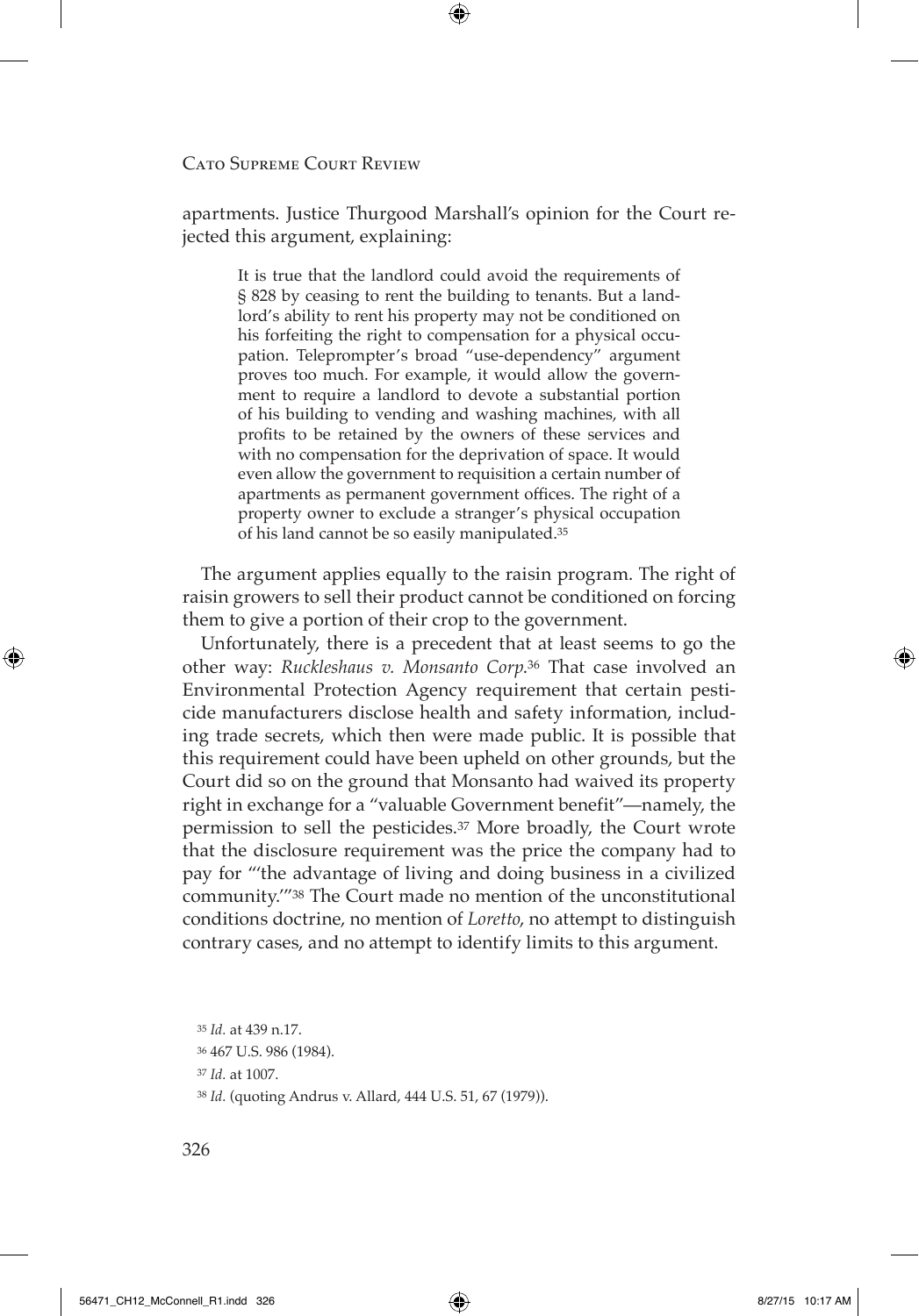apartments. Justice Thurgood Marshall's opinion for the Court rejected this argument, explaining:

> It is true that the landlord could avoid the requirements of § 828 by ceasing to rent the building to tenants. But a landlord's ability to rent his property may not be conditioned on his forfeiting the right to compensation for a physical occupation. Teleprompter's broad "use-dependency" argument proves too much. For example, it would allow the government to require a landlord to devote a substantial portion of his building to vending and washing machines, with all profits to be retained by the owners of these services and with no compensation for the deprivation of space. It would even allow the government to requisition a certain number of apartments as permanent government offices. The right of a property owner to exclude a stranger's physical occupation of his land cannot be so easily manipulated.[35]

The argument applies equally to the raisin program. The right of raisin growers to sell their product cannot be conditioned on forcing them to give a portion of their crop to the government.

Unfortunately, there is a precedent that at least seems to go the other way: *Ruckleshaus v. Monsanto Corp.*[36] That case involved an Environmental Protection Agency requirement that certain pesticide manufacturers disclose health and safety information, including trade secrets, which then were made public. It is possible that this requirement could have been upheld on other grounds, but the Court did so on the ground that Monsanto had waived its property right in exchange for a "valuable Government benefit"—namely, the permission to sell the pesticides.[37] More broadly, the Court wrote that the disclosure requirement was the price the company had to pay for "'the advantage of living and doing business in a civilized community.'"[38] The Court made no mention of the unconstitutional conditions doctrine, no mention of *Loretto*, no attempt to distinguish contrary cases, and no attempt to identify limits to this argument.

---

[35] *Id.* at 439 n.17.

[36] 467 U.S. 986 (1984).

[37] *Id.* at 1007.

[38] *Id.* (quoting Andrus v. Allard, 444 U.S. 51, 67 (1979)).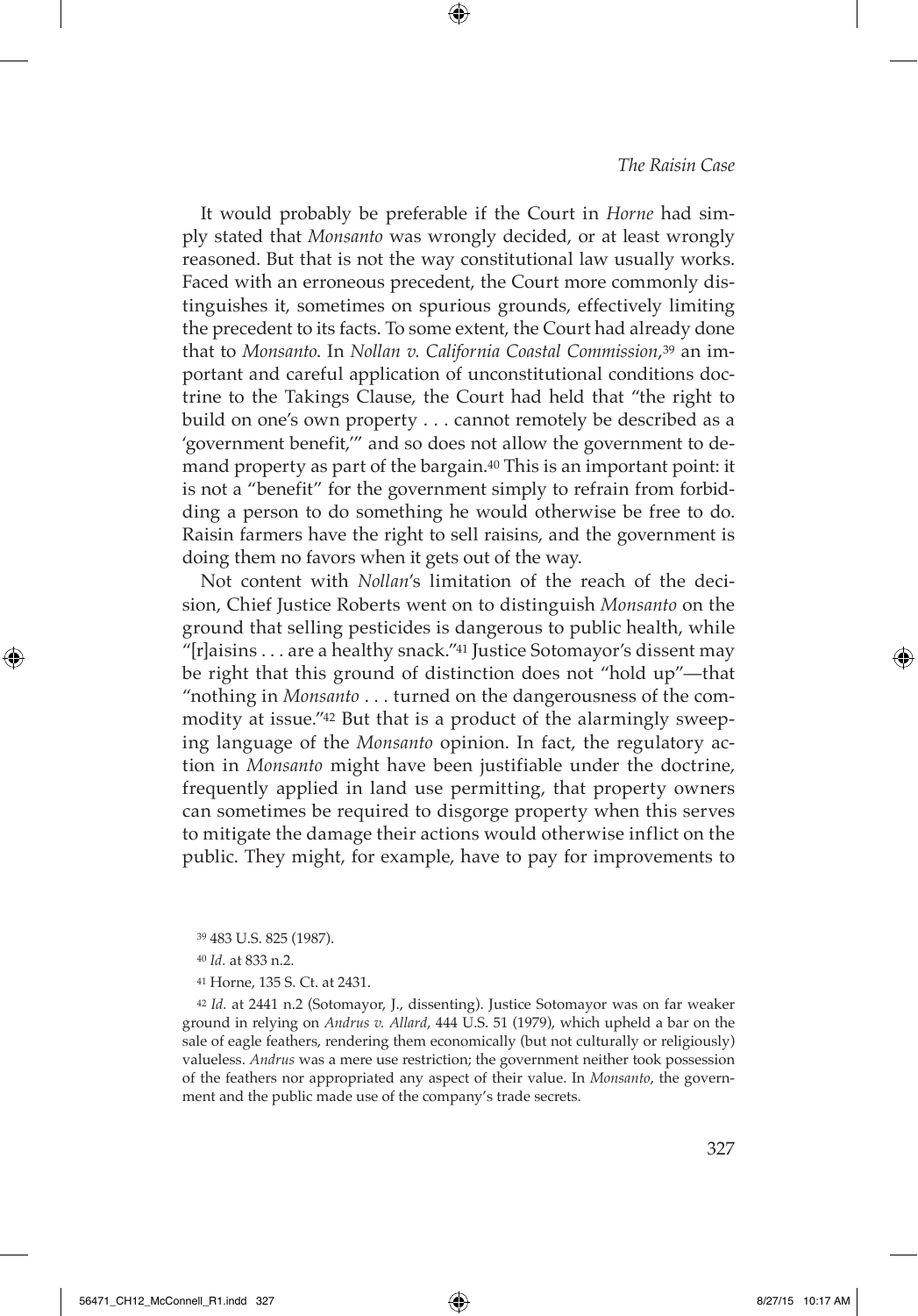It would probably be preferable if the Court in *Horne* had simply stated that *Monsanto* was wrongly decided, or at least wrongly reasoned. But that is not the way constitutional law usually works. Faced with an erroneous precedent, the Court more commonly distinguishes it, sometimes on spurious grounds, effectively limiting the precedent to its facts. To some extent, the Court had already done that to *Monsanto*. In *Nollan v. California Coastal Commission*,[39] an important and careful application of unconstitutional conditions doctrine to the Takings Clause, the Court had held that "the right to build on one's own property . . . cannot remotely be described as a 'government benefit,'" and so does not allow the government to demand property as part of the bargain.[40] This is an important point: it is not a "benefit" for the government simply to refrain from forbidding a person to do something he would otherwise be free to do. Raisin farmers have the right to sell raisins, and the government is doing them no favors when it gets out of the way.

Not content with *Nollan*'s limitation of the reach of the decision, Chief Justice Roberts went on to distinguish *Monsanto* on the ground that selling pesticides is dangerous to public health, while "[r]aisins . . . are a healthy snack."[41] Justice Sotomayor's dissent may be right that this ground of distinction does not "hold up"—that "nothing in *Monsanto* . . . turned on the dangerousness of the commodity at issue."[42] But that is a product of the alarmingly sweeping language of the *Monsanto* opinion. In fact, the regulatory action in *Monsanto* might have been justifiable under the doctrine, frequently applied in land use permitting, that property owners can sometimes be required to disgorge property when this serves to mitigate the damage their actions would otherwise inflict on the public. They might, for example, have to pay for improvements to

---

[39] 483 U.S. 825 (1987).

[40] *Id.* at 833 n.2.

[41] Horne, 135 S. Ct. at 2431.

[42] *Id.* at 2441 n.2 (Sotomayor, J., dissenting). Justice Sotomayor was on far weaker ground in relying on *Andrus v. Allard*, 444 U.S. 51 (1979), which upheld a bar on the sale of eagle feathers, rendering them economically (but not culturally or religiously) valueless. *Andrus* was a mere use restriction; the government neither took possession of the feathers nor appropriated any aspect of their value. In *Monsanto*, the government and the public made use of the company's trade secrets.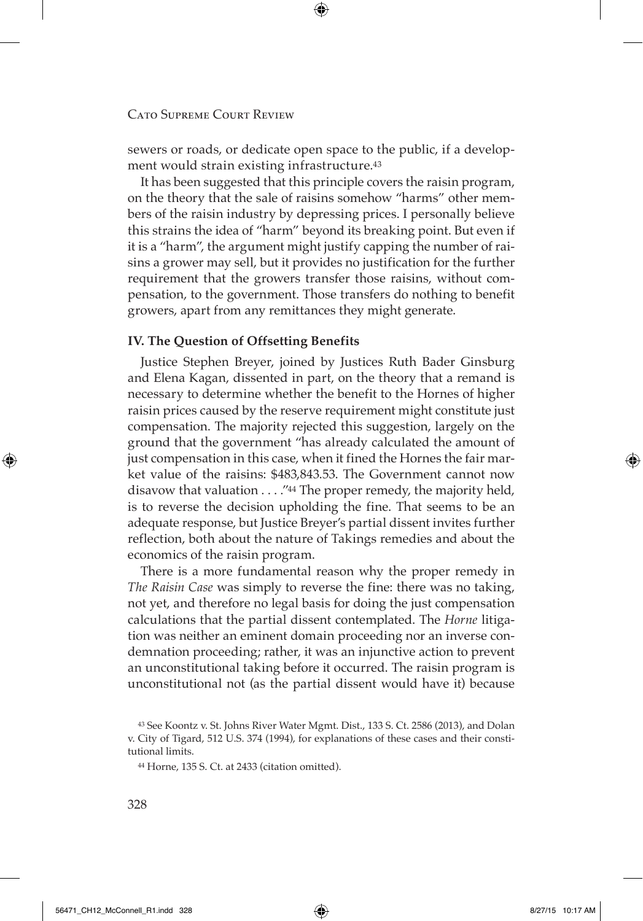sewers or roads, or dedicate open space to the public, if a development would strain existing infrastructure.[43]

It has been suggested that this principle covers the raisin program, on the theory that the sale of raisins somehow "harms" other members of the raisin industry by depressing prices. I personally believe this strains the idea of "harm" beyond its breaking point. But even if it is a "harm", the argument might justify capping the number of raisins a grower may sell, but it provides no justification for the further requirement that the growers transfer those raisins, without compensation, to the government. Those transfers do nothing to benefit growers, apart from any remittances they might generate.

### IV. The Question of Offsetting Benefits

Justice Stephen Breyer, joined by Justices Ruth Bader Ginsburg and Elena Kagan, dissented in part, on the theory that a remand is necessary to determine whether the benefit to the Hornes of higher raisin prices caused by the reserve requirement might constitute just compensation. The majority rejected this suggestion, largely on the ground that the government "has already calculated the amount of just compensation in this case, when it fined the Hornes the fair market value of the raisins: $483,843.53. The Government cannot now disavow that valuation . . . ."[44] The proper remedy, the majority held, is to reverse the decision upholding the fine. That seems to be an adequate response, but Justice Breyer's partial dissent invites further reflection, both about the nature of Takings remedies and about the economics of the raisin program.

There is a more fundamental reason why the proper remedy in *The Raisin Case* was simply to reverse the fine: there was no taking, not yet, and therefore no legal basis for doing the just compensation calculations that the partial dissent contemplated. The *Horne* litigation was neither an eminent domain proceeding nor an inverse condemnation proceeding; rather, it was an injunctive action to prevent an unconstitutional taking before it occurred. The raisin program is unconstitutional not (as the partial dissent would have it) because

---

[43] See Koontz v. St. Johns River Water Mgmt. Dist., 133 S. Ct. 2586 (2013), and Dolan v. City of Tigard, 512 U.S. 374 (1994), for explanations of these cases and their constitutional limits.

[44] Horne, 135 S. Ct. at 2433 (citation omitted).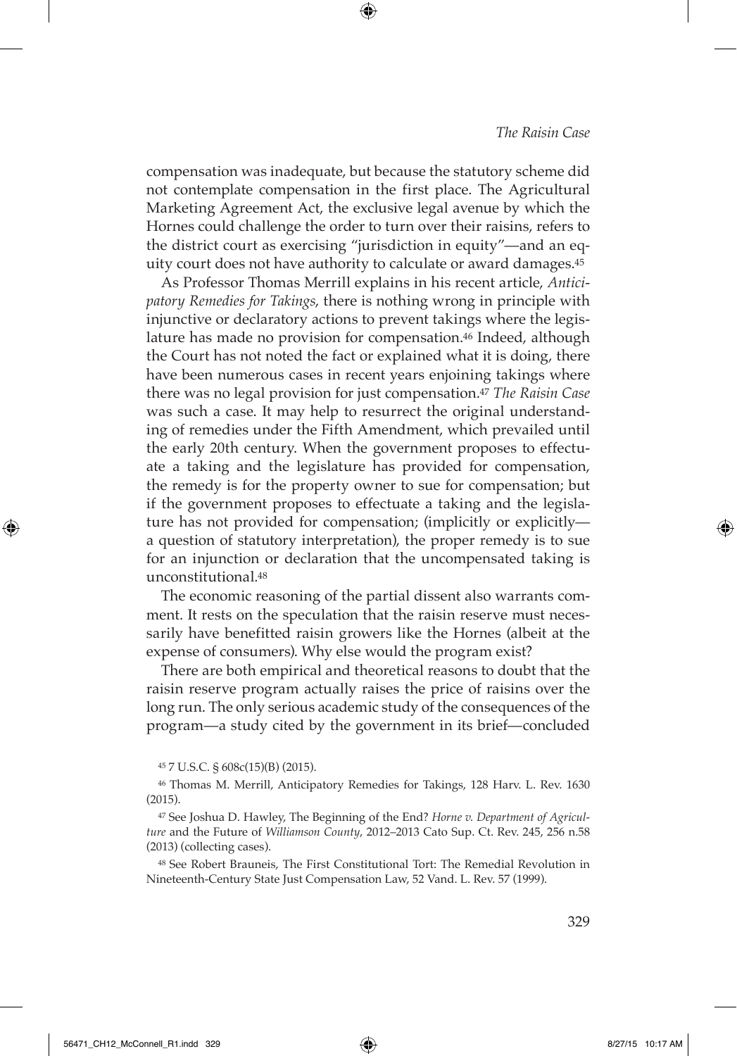compensation was inadequate, but because the statutory scheme did not contemplate compensation in the first place. The Agricultural Marketing Agreement Act, the exclusive legal avenue by which the Hornes could challenge the order to turn over their raisins, refers to the district court as exercising "jurisdiction in equity"—and an equity court does not have authority to calculate or award damages.[45]

As Professor Thomas Merrill explains in his recent article, *Anticipatory Remedies for Takings*, there is nothing wrong in principle with injunctive or declaratory actions to prevent takings where the legislature has made no provision for compensation.[46] Indeed, although the Court has not noted the fact or explained what it is doing, there have been numerous cases in recent years enjoining takings where there was no legal provision for just compensation.[47] *The Raisin Case* was such a case. It may help to resurrect the original understanding of remedies under the Fifth Amendment, which prevailed until the early 20th century. When the government proposes to effectuate a taking and the legislature has provided for compensation, the remedy is for the property owner to sue for compensation; but if the government proposes to effectuate a taking and the legislature has not provided for compensation; (implicitly or explicitly—a question of statutory interpretation), the proper remedy is to sue for an injunction or declaration that the uncompensated taking is unconstitutional.[48]

The economic reasoning of the partial dissent also warrants comment. It rests on the speculation that the raisin reserve must necessarily have benefitted raisin growers like the Hornes (albeit at the expense of consumers). Why else would the program exist?

There are both empirical and theoretical reasons to doubt that the raisin reserve program actually raises the price of raisins over the long run. The only serious academic study of the consequences of the program—a study cited by the government in its brief—concluded

[45] 7 U.S.C. § 608c(15)(B) (2015).

[46] Thomas M. Merrill, Anticipatory Remedies for Takings, 128 Harv. L. Rev. 1630 (2015).

[47] See Joshua D. Hawley, The Beginning of the End? *Horne v. Department of Agriculture* and the Future of *Williamson County*, 2012–2013 Cato Sup. Ct. Rev. 245, 256 n.58 (2013) (collecting cases).

[48] See Robert Brauneis, The First Constitutional Tort: The Remedial Revolution in Nineteenth-Century State Just Compensation Law, 52 Vand. L. Rev. 57 (1999).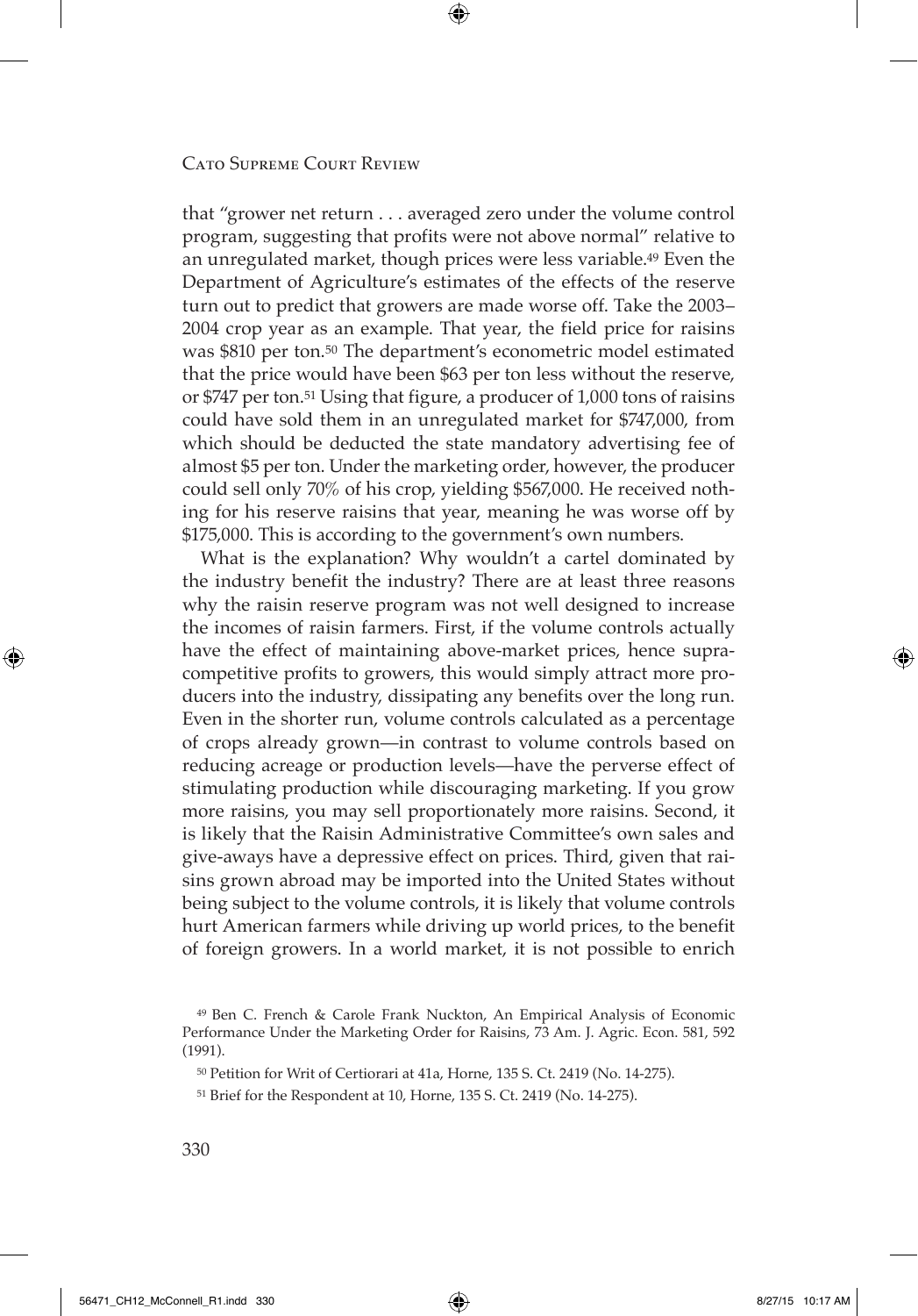that "grower net return . . . averaged zero under the volume control program, suggesting that profits were not above normal" relative to an unregulated market, though prices were less variable.[49] Even the Department of Agriculture's estimates of the effects of the reserve turn out to predict that growers are made worse off. Take the 2003–2004 crop year as an example. That year, the field price for raisins was $810 per ton.[50] The department's econometric model estimated that the price would have been $63 per ton less without the reserve, or $747 per ton.[51] Using that figure, a producer of 1,000 tons of raisins could have sold them in an unregulated market for $747,000, from which should be deducted the state mandatory advertising fee of almost $5 per ton. Under the marketing order, however, the producer could sell only 70% of his crop, yielding $567,000. He received nothing for his reserve raisins that year, meaning he was worse off by $175,000. This is according to the government's own numbers.

What is the explanation? Why wouldn't a cartel dominated by the industry benefit the industry? There are at least three reasons why the raisin reserve program was not well designed to increase the incomes of raisin farmers. First, if the volume controls actually have the effect of maintaining above-market prices, hence supracompetitive profits to growers, this would simply attract more producers into the industry, dissipating any benefits over the long run. Even in the shorter run, volume controls calculated as a percentage of crops already grown—in contrast to volume controls based on reducing acreage or production levels—have the perverse effect of stimulating production while discouraging marketing. If you grow more raisins, you may sell proportionately more raisins. Second, it is likely that the Raisin Administrative Committee's own sales and give-aways have a depressive effect on prices. Third, given that raisins grown abroad may be imported into the United States without being subject to the volume controls, it is likely that volume controls hurt American farmers while driving up world prices, to the benefit of foreign growers. In a world market, it is not possible to enrich

[49] Ben C. French & Carole Frank Nuckton, An Empirical Analysis of Economic Performance Under the Marketing Order for Raisins, 73 Am. J. Agric. Econ. 581, 592 (1991).

[50] Petition for Writ of Certiorari at 41a, Horne, 135 S. Ct. 2419 (No. 14-275).

[51] Brief for the Respondent at 10, Horne, 135 S. Ct. 2419 (No. 14-275).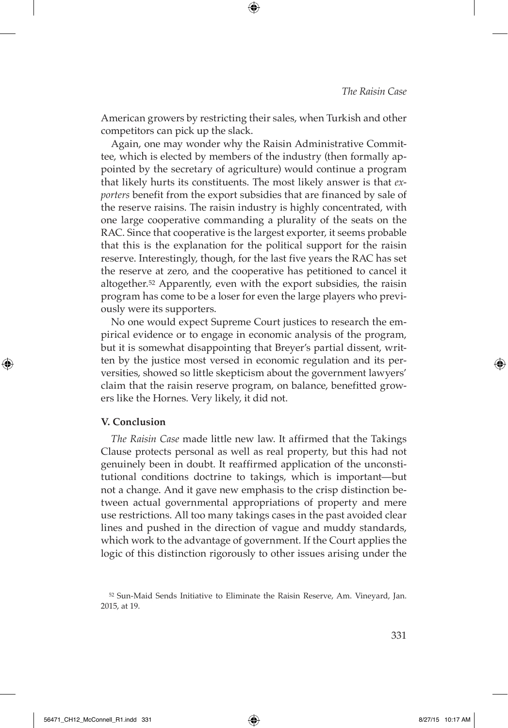American growers by restricting their sales, when Turkish and other competitors can pick up the slack.

Again, one may wonder why the Raisin Administrative Committee, which is elected by members of the industry (then formally appointed by the secretary of agriculture) would continue a program that likely hurts its constituents. The most likely answer is that *exporters* benefit from the export subsidies that are financed by sale of the reserve raisins. The raisin industry is highly concentrated, with one large cooperative commanding a plurality of the seats on the RAC. Since that cooperative is the largest exporter, it seems probable that this is the explanation for the political support for the raisin reserve. Interestingly, though, for the last five years the RAC has set the reserve at zero, and the cooperative has petitioned to cancel it altogether.[52] Apparently, even with the export subsidies, the raisin program has come to be a loser for even the large players who previously were its supporters.

No one would expect Supreme Court justices to research the empirical evidence or to engage in economic analysis of the program, but it is somewhat disappointing that Breyer's partial dissent, written by the justice most versed in economic regulation and its perversities, showed so little skepticism about the government lawyers' claim that the raisin reserve program, on balance, benefitted growers like the Hornes. Very likely, it did not.

## V. Conclusion

*The Raisin Case* made little new law. It affirmed that the Takings Clause protects personal as well as real property, but this had not genuinely been in doubt. It reaffirmed application of the unconstitutional conditions doctrine to takings, which is important—but not a change. And it gave new emphasis to the crisp distinction between actual governmental appropriations of property and mere use restrictions. All too many takings cases in the past avoided clear lines and pushed in the direction of vague and muddy standards, which work to the advantage of government. If the Court applies the logic of this distinction rigorously to other issues arising under the

---

[52] Sun-Maid Sends Initiative to Eliminate the Raisin Reserve, Am. Vineyard, Jan. 2015, at 19.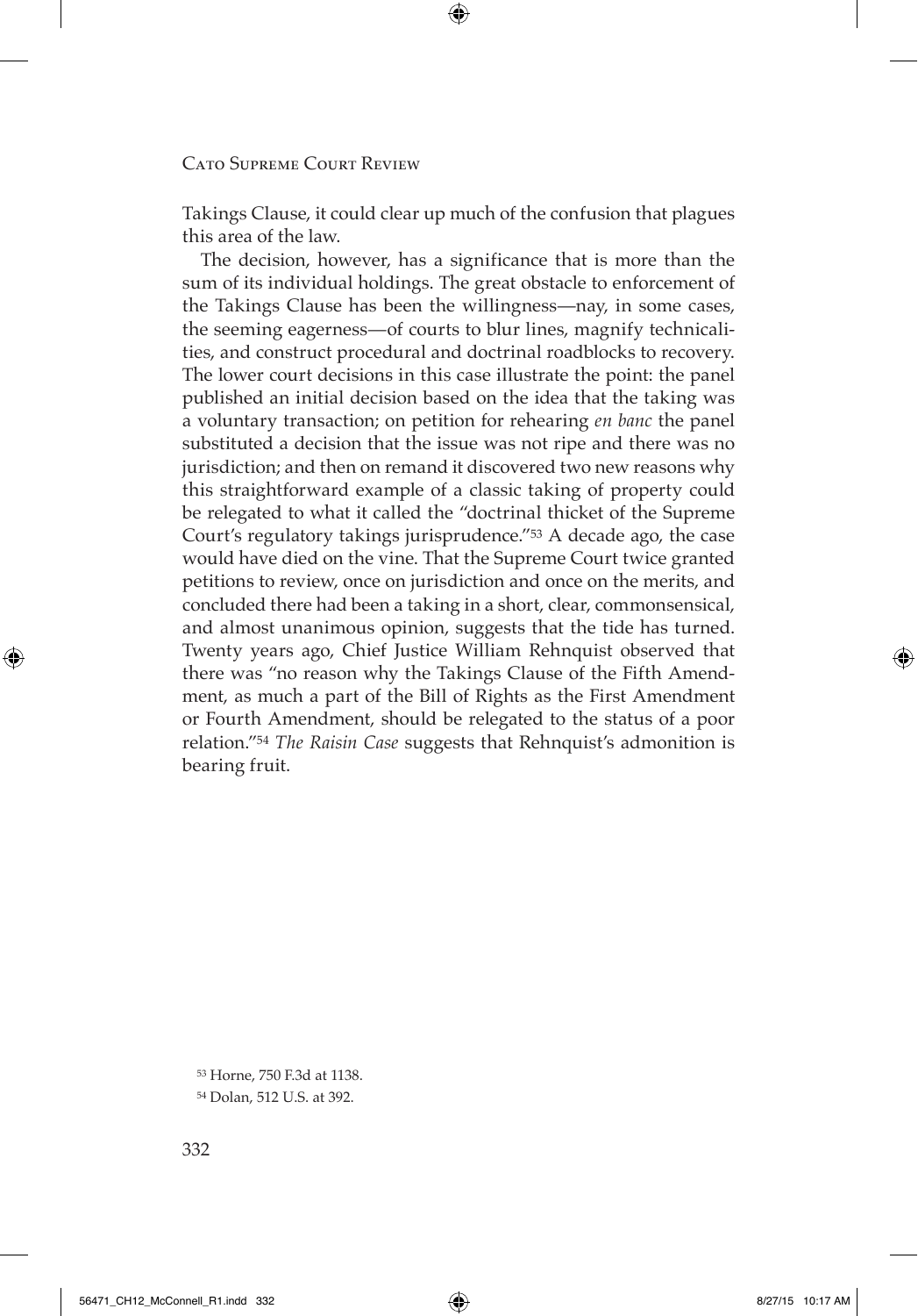Takings Clause, it could clear up much of the confusion that plagues this area of the law.

The decision, however, has a significance that is more than the sum of its individual holdings. The great obstacle to enforcement of the Takings Clause has been the willingness—nay, in some cases, the seeming eagerness—of courts to blur lines, magnify technicalities, and construct procedural and doctrinal roadblocks to recovery. The lower court decisions in this case illustrate the point: the panel published an initial decision based on the idea that the taking was a voluntary transaction; on petition for rehearing *en banc* the panel substituted a decision that the issue was not ripe and there was no jurisdiction; and then on remand it discovered two new reasons why this straightforward example of a classic taking of property could be relegated to what it called the "doctrinal thicket of the Supreme Court's regulatory takings jurisprudence."[53] A decade ago, the case would have died on the vine. That the Supreme Court twice granted petitions to review, once on jurisdiction and once on the merits, and concluded there had been a taking in a short, clear, commonsensical, and almost unanimous opinion, suggests that the tide has turned. Twenty years ago, Chief Justice William Rehnquist observed that there was "no reason why the Takings Clause of the Fifth Amendment, as much a part of the Bill of Rights as the First Amendment or Fourth Amendment, should be relegated to the status of a poor relation."[54] *The Raisin Case* suggests that Rehnquist's admonition is bearing fruit.

[53] Horne, 750 F.3d at 1138.

[54] Dolan, 512 U.S. at 392.